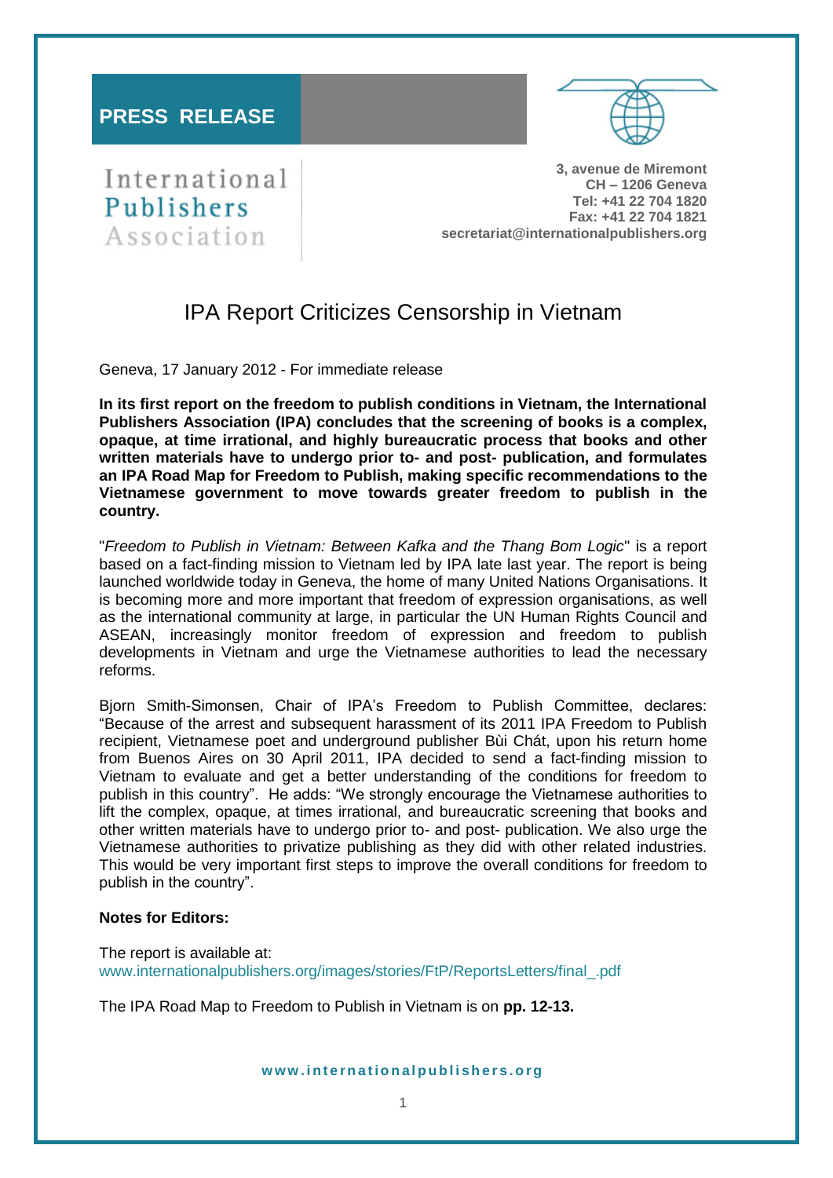**PRESS RELEASE**

International
Publishers
Association

**3, avenue de Miremont**
**CH – 1206 Geneva**
**Tel: +41 22 704 1820**
**Fax: +41 22 704 1821**
**secretariat@internationalpublishers.org**

# IPA Report Criticizes Censorship in Vietnam

Geneva, 17 January 2012 - For immediate release

**In its first report on the freedom to publish conditions in Vietnam, the International Publishers Association (IPA) concludes that the screening of books is a complex, opaque, at time irrational, and highly bureaucratic process that books and other written materials have to undergo prior to- and post- publication, and formulates an IPA Road Map for Freedom to Publish, making specific recommendations to the Vietnamese government to move towards greater freedom to publish in the country.**

"*Freedom to Publish in Vietnam: Between Kafka and the Thang Bom Logic*" is a report based on a fact-finding mission to Vietnam led by IPA late last year. The report is being launched worldwide today in Geneva, the home of many United Nations Organisations. It is becoming more and more important that freedom of expression organisations, as well as the international community at large, in particular the UN Human Rights Council and ASEAN, increasingly monitor freedom of expression and freedom to publish developments in Vietnam and urge the Vietnamese authorities to lead the necessary reforms.

Bjorn Smith-Simonsen, Chair of IPA's Freedom to Publish Committee, declares: "Because of the arrest and subsequent harassment of its 2011 IPA Freedom to Publish recipient, Vietnamese poet and underground publisher Bùi Chát, upon his return home from Buenos Aires on 30 April 2011, IPA decided to send a fact-finding mission to Vietnam to evaluate and get a better understanding of the conditions for freedom to publish in this country". He adds: "We strongly encourage the Vietnamese authorities to lift the complex, opaque, at times irrational, and bureaucratic screening that books and other written materials have to undergo prior to- and post- publication. We also urge the Vietnamese authorities to privatize publishing as they did with other related industries. This would be very important first steps to improve the overall conditions for freedom to publish in the country".

**Notes for Editors:**

The report is available at:
www.internationalpublishers.org/images/stories/FtP/ReportsLetters/final_.pdf

The IPA Road Map to Freedom to Publish in Vietnam is on **pp. 12-13.**

**www.internationalpublishers.org**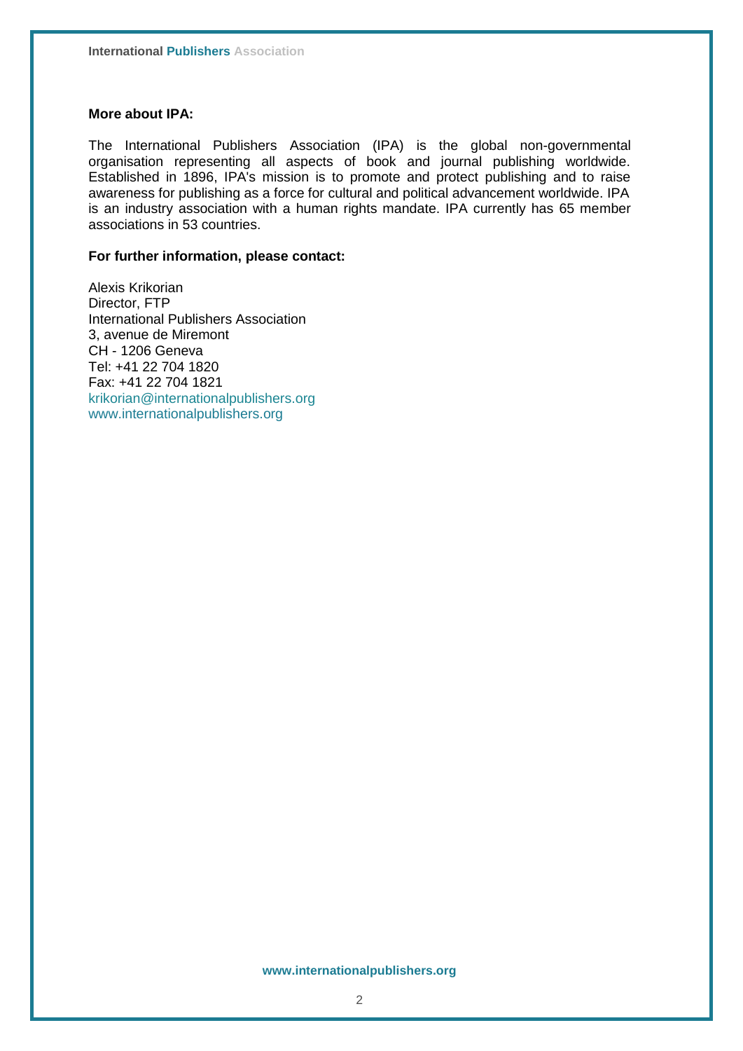**More about IPA:**

The International Publishers Association (IPA) is the global non-governmental organisation representing all aspects of book and journal publishing worldwide. Established in 1896, IPA's mission is to promote and protect publishing and to raise awareness for publishing as a force for cultural and political advancement worldwide. IPA is an industry association with a human rights mandate. IPA currently has 65 member associations in 53 countries.

**For further information, please contact:**

Alexis Krikorian  
Director, FTP  
International Publishers Association  
3, avenue de Miremont  
CH - 1206 Geneva  
Tel: +41 22 704 1820  
Fax: +41 22 704 1821  
krikorian@internationalpublishers.org  
www.internationalpublishers.org